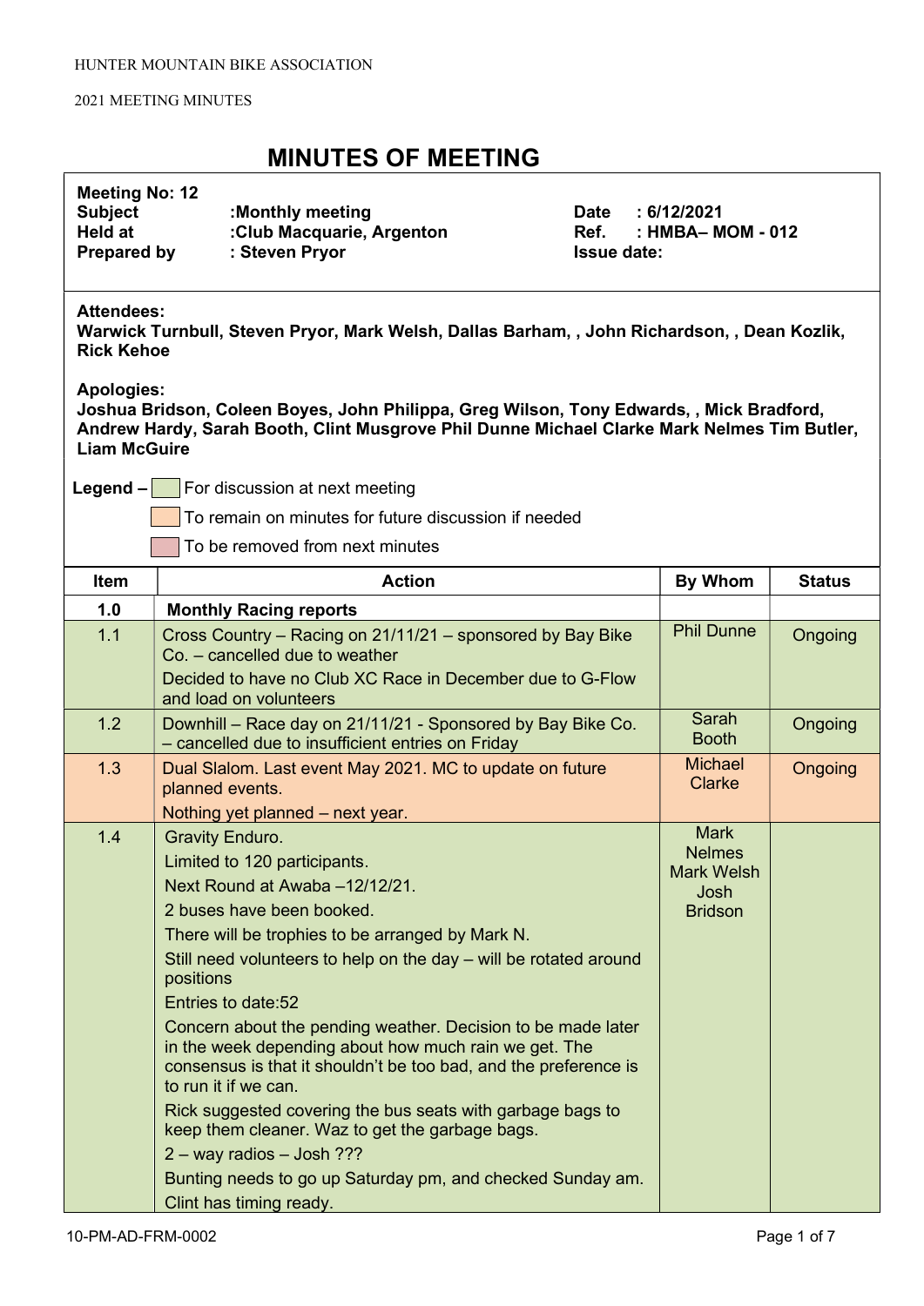HUNTER MOUNTAIN BIKE ASSOCIATION

2021 MEETING MINUTES

# MINUTES OF MEETING

**Meeting No: 12**
**Subject** :Monthly meeting
**Held at** :Club Macquarie, Argenton
**Prepared by** : Steven Pryor

**Date** : 6/12/2021
**Ref.** : HMBA– MOM - 012
**Issue date:**

**Attendees:**
**Warwick Turnbull, Steven Pryor, Mark Welsh, Dallas Barham, , John Richardson, , Dean Kozlik, Rick Kehoe**

**Apologies:**
**Joshua Bridson, Coleen Boyes, John Philippa, Greg Wilson, Tony Edwards, , Mick Bradford, Andrew Hardy, Sarah Booth, Clint Musgrove Phil Dunne Michael Clarke Mark Nelmes Tim Butler, Liam McGuire**

**Legend –**
- For discussion at next meeting
- To remain on minutes for future discussion if needed
- To be removed from next minutes

| Item | Action | By Whom | Status |
|---|---|---|---|
| **1.0** | **Monthly Racing reports** | | |
| 1.1 | Cross Country – Racing on 21/11/21 – sponsored by Bay Bike Co. – cancelled due to weather<br>Decided to have no Club XC Race in December due to G-Flow and load on volunteers | Phil Dunne | Ongoing |
| 1.2 | Downhill – Race day on 21/11/21 - Sponsored by Bay Bike Co. – cancelled due to insufficient entries on Friday | Sarah Booth | Ongoing |
| 1.3 | Dual Slalom. Last event May 2021. MC to update on future planned events.<br>Nothing yet planned – next year. | Michael Clarke | Ongoing |
| 1.4 | Gravity Enduro.<br>Limited to 120 participants.<br>Next Round at Awaba –12/12/21.<br>2 buses have been booked.<br>There will be trophies to be arranged by Mark N.<br>Still need volunteers to help on the day – will be rotated around positions<br>Entries to date:52<br>Concern about the pending weather. Decision to be made later in the week depending about how much rain we get. The consensus is that it shouldn't be too bad, and the preference is to run it if we can.<br>Rick suggested covering the bus seats with garbage bags to keep them cleaner. Waz to get the garbage bags.<br>2 – way radios – Josh ???<br>Bunting needs to go up Saturday pm, and checked Sunday am.<br>Clint has timing ready. | Mark Nelmes<br>Mark Welsh<br>Josh Bridson | |

10-PM-AD-FRM-0002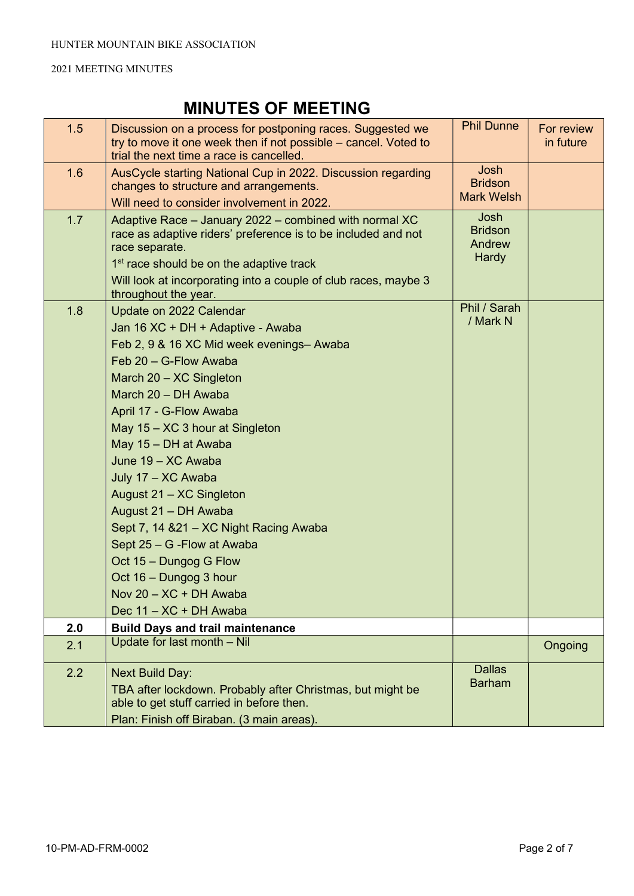HUNTER MOUNTAIN BIKE ASSOCIATION

2021 MEETING MINUTES

# MINUTES OF MEETING

| | | | |
|---|---|---|---|
| 1.5 | Discussion on a process for postponing races. Suggested we try to move it one week then if not possible – cancel. Voted to trial the next time a race is cancelled. | Phil Dunne | For review in future |
| 1.6 | AusCycle starting National Cup in 2022. Discussion regarding changes to structure and arrangements.<br>Will need to consider involvement in 2022. | Josh Bridson<br>Mark Welsh | |
| 1.7 | Adaptive Race – January 2022 – combined with normal XC race as adaptive riders' preference is to be included and not race separate.<br>1st race should be on the adaptive track<br>Will look at incorporating into a couple of club races, maybe 3 throughout the year. | Josh Bridson<br>Andrew Hardy | |
| 1.8 | Update on 2022 Calendar<br>Jan 16 XC + DH + Adaptive - Awaba<br>Feb 2, 9 & 16 XC Mid week evenings– Awaba<br>Feb 20 – G-Flow Awaba<br>March 20 – XC Singleton<br>March 20 – DH Awaba<br>April 17 - G-Flow Awaba<br>May 15 – XC 3 hour at Singleton<br>May 15 – DH at Awaba<br>June 19 – XC Awaba<br>July 17 – XC Awaba<br>August 21 – XC Singleton<br>August 21 – DH Awaba<br>Sept 7, 14 &21 – XC Night Racing Awaba<br>Sept 25 – G -Flow at Awaba<br>Oct 15 – Dungog G Flow<br>Oct 16 – Dungog 3 hour<br>Nov 20 – XC + DH Awaba<br>Dec 11 – XC + DH Awaba | Phil / Sarah / Mark N | |
| **2.0** | **Build Days and trail maintenance** | | |
| 2.1 | Update for last month – Nil | | Ongoing |
| 2.2 | Next Build Day:<br>TBA after lockdown. Probably after Christmas, but might be able to get stuff carried in before then.<br>Plan: Finish off Biraban. (3 main areas). | Dallas Barham | |

10-PM-AD-FRM-0002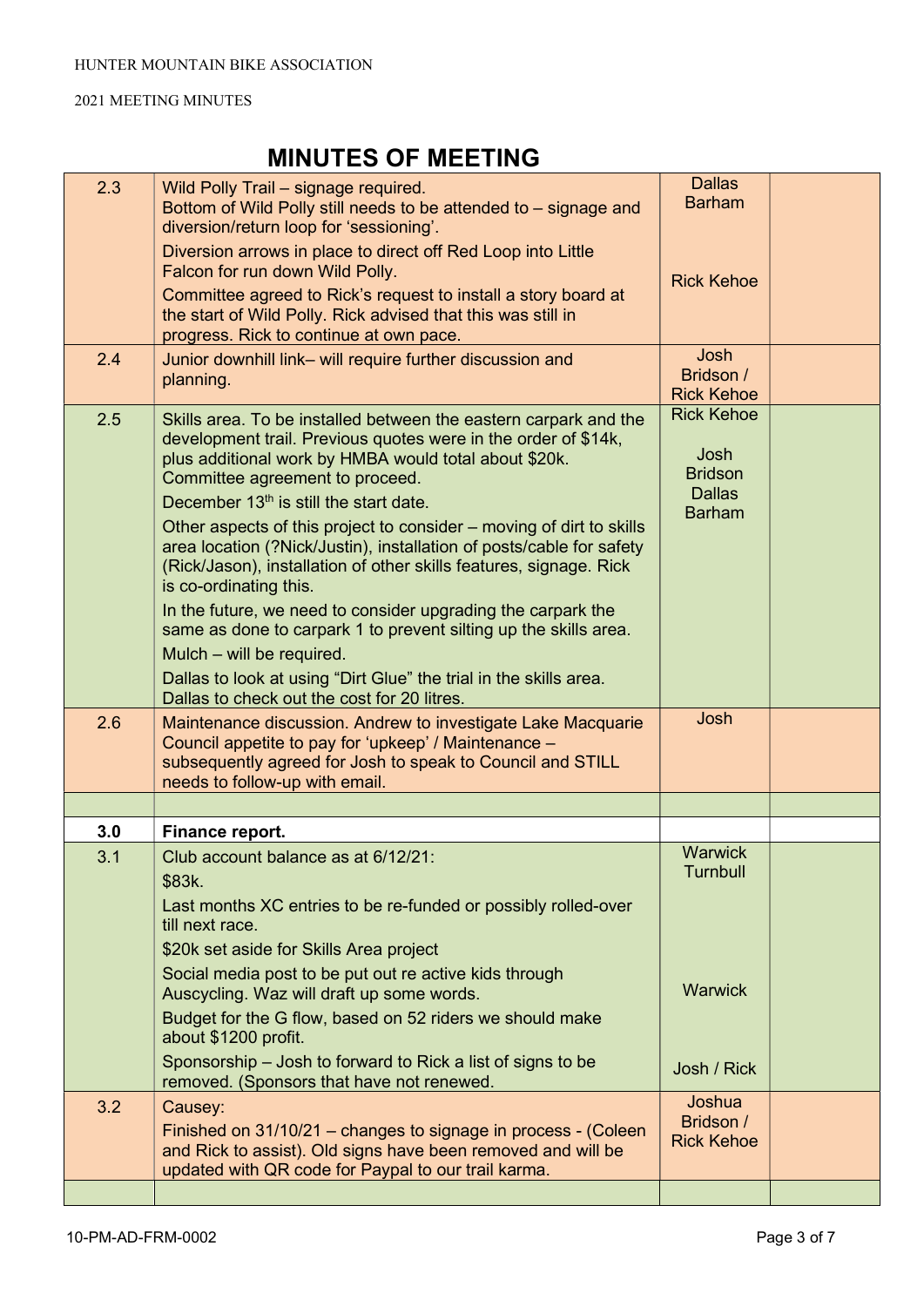# MINUTES OF MEETING

| | | | |
|---|---|---|---|
| 2.3 | Wild Polly Trail – signage required.<br>Bottom of Wild Polly still needs to be attended to – signage and diversion/return loop for 'sessioning'.<br>Diversion arrows in place to direct off Red Loop into Little Falcon for run down Wild Polly.<br>Committee agreed to Rick's request to install a story board at the start of Wild Polly. Rick advised that this was still in progress. Rick to continue at own pace. | Dallas Barham<br><br>Rick Kehoe | |
| 2.4 | Junior downhill link– will require further discussion and planning. | Josh Bridson / Rick Kehoe | |
| 2.5 | Skills area. To be installed between the eastern carpark and the development trail. Previous quotes were in the order of $14k, plus additional work by HMBA would total about $20k. Committee agreement to proceed.<br>December 13th is still the start date.<br>Other aspects of this project to consider – moving of dirt to skills area location (?Nick/Justin), installation of posts/cable for safety (Rick/Jason), installation of other skills features, signage. Rick is co-ordinating this.<br>In the future, we need to consider upgrading the carpark the same as done to carpark 1 to prevent silting up the skills area.<br>Mulch – will be required.<br>Dallas to look at using "Dirt Glue" the trial in the skills area. Dallas to check out the cost for 20 litres. | Rick Kehoe<br><br>Josh Bridson<br>Dallas Barham | |
| 2.6 | Maintenance discussion. Andrew to investigate Lake Macquarie Council appetite to pay for 'upkeep' / Maintenance – subsequently agreed for Josh to speak to Council and STILL needs to follow-up with email. | Josh | |
| | | | |
| **3.0** | **Finance report.** | | |
| 3.1 | Club account balance as at 6/12/21:<br>$83k.<br>Last months XC entries to be re-funded or possibly rolled-over till next race.<br>$20k set aside for Skills Area project<br>Social media post to be put out re active kids through Auscycling. Waz will draft up some words.<br>Budget for the G flow, based on 52 riders we should make about $1200 profit.<br>Sponsorship – Josh to forward to Rick a list of signs to be removed. (Sponsors that have not renewed. | Warwick Turnbull<br><br>Warwick<br><br>Josh / Rick | |
| 3.2 | Causey:<br>Finished on 31/10/21 – changes to signage in process - (Coleen and Rick to assist). Old signs have been removed and will be updated with QR code for Paypal to our trail karma. | Joshua Bridson / Rick Kehoe | |
| | | | |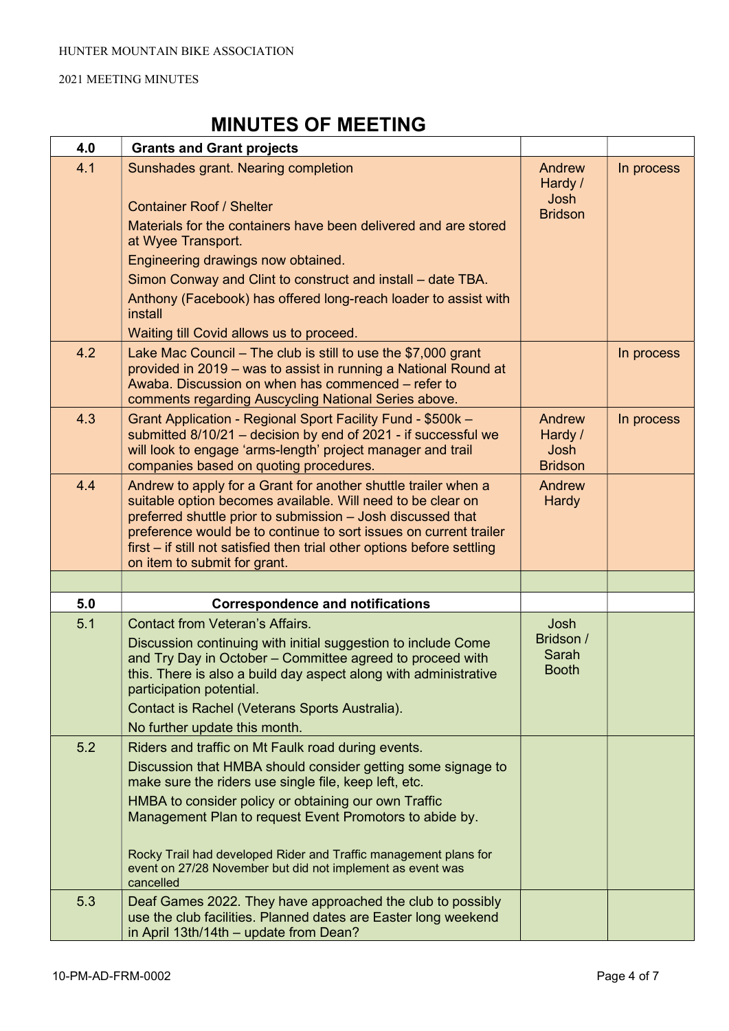# MINUTES OF MEETING

| 4.0 | Grants and Grant projects | | |
|---|---|---|---|
| 4.1 | Sunshades grant. Nearing completion<br><br>Container Roof / Shelter<br>Materials for the containers have been delivered and are stored at Wyee Transport.<br>Engineering drawings now obtained.<br>Simon Conway and Clint to construct and install – date TBA.<br>Anthony (Facebook) has offered long-reach loader to assist with install<br>Waiting till Covid allows us to proceed. | Andrew Hardy / Josh Bridson | In process |
| 4.2 | Lake Mac Council – The club is still to use the $7,000 grant provided in 2019 – was to assist in running a National Round at Awaba. Discussion on when has commenced – refer to comments regarding Auscycling National Series above. | | In process |
| 4.3 | Grant Application - Regional Sport Facility Fund - $500k – submitted 8/10/21 – decision by end of 2021 - if successful we will look to engage 'arms-length' project manager and trail companies based on quoting procedures. | Andrew Hardy / Josh Bridson | In process |
| 4.4 | Andrew to apply for a Grant for another shuttle trailer when a suitable option becomes available. Will need to be clear on preferred shuttle prior to submission – Josh discussed that preference would be to continue to sort issues on current trailer first – if still not satisfied then trial other options before settling on item to submit for grant. | Andrew Hardy | |
| | | | |
| **5.0** | **Correspondence and notifications** | | |
| 5.1 | Contact from Veteran's Affairs.<br>Discussion continuing with initial suggestion to include Come and Try Day in October – Committee agreed to proceed with this. There is also a build day aspect along with administrative participation potential.<br>Contact is Rachel (Veterans Sports Australia).<br>No further update this month. | Josh Bridson / Sarah Booth | |
| 5.2 | Riders and traffic on Mt Faulk road during events.<br>Discussion that HMBA should consider getting some signage to make sure the riders use single file, keep left, etc.<br>HMBA to consider policy or obtaining our own Traffic Management Plan to request Event Promotors to abide by.<br><br>Rocky Trail had developed Rider and Traffic management plans for event on 27/28 November but did not implement as event was cancelled | | |
| 5.3 | Deaf Games 2022. They have approached the club to possibly use the club facilities. Planned dates are Easter long weekend in April 13th/14th – update from Dean? | | |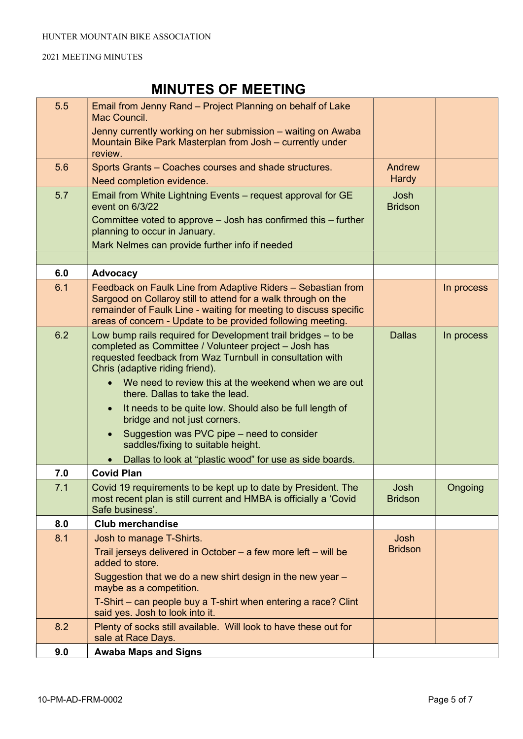HUNTER MOUNTAIN BIKE ASSOCIATION

2021 MEETING MINUTES

# MINUTES OF MEETING

| | | | |
|---|---|---|---|
| 5.5 | Email from Jenny Rand – Project Planning on behalf of Lake Mac Council.<br>Jenny currently working on her submission – waiting on Awaba Mountain Bike Park Masterplan from Josh – currently under review. | | |
| 5.6 | Sports Grants – Coaches courses and shade structures.<br>Need completion evidence. | Andrew Hardy | |
| 5.7 | Email from White Lightning Events – request approval for GE event on 6/3/22<br>Committee voted to approve – Josh has confirmed this – further planning to occur in January.<br>Mark Nelmes can provide further info if needed | Josh Bridson | |
| | | | |
| **6.0** | **Advocacy** | | |
| 6.1 | Feedback on Faulk Line from Adaptive Riders – Sebastian from Sargood on Collaroy still to attend for a walk through on the remainder of Faulk Line - waiting for meeting to discuss specific areas of concern - Update to be provided following meeting. | | In process |
| 6.2 | Low bump rails required for Development trail bridges – to be completed as Committee / Volunteer project – Josh has requested feedback from Waz Turnbull in consultation with Chris (adaptive riding friend).<br>• We need to review this at the weekend when we are out there. Dallas to take the lead.<br>• It needs to be quite low. Should also be full length of bridge and not just corners.<br>• Suggestion was PVC pipe – need to consider saddles/fixing to suitable height.<br>• Dallas to look at "plastic wood" for use as side boards. | Dallas | In process |
| **7.0** | **Covid Plan** | | |
| 7.1 | Covid 19 requirements to be kept up to date by President. The most recent plan is still current and HMBA is officially a 'Covid Safe business'. | Josh Bridson | Ongoing |
| **8.0** | **Club merchandise** | | |
| 8.1 | Josh to manage T-Shirts.<br>Trail jerseys delivered in October – a few more left – will be added to store.<br>Suggestion that we do a new shirt design in the new year – maybe as a competition.<br>T-Shirt – can people buy a T-shirt when entering a race? Clint said yes. Josh to look into it. | Josh Bridson | |
| 8.2 | Plenty of socks still available. Will look to have these out for sale at Race Days. | | |
| **9.0** | **Awaba Maps and Signs** | | |

10-PM-AD-FRM-0002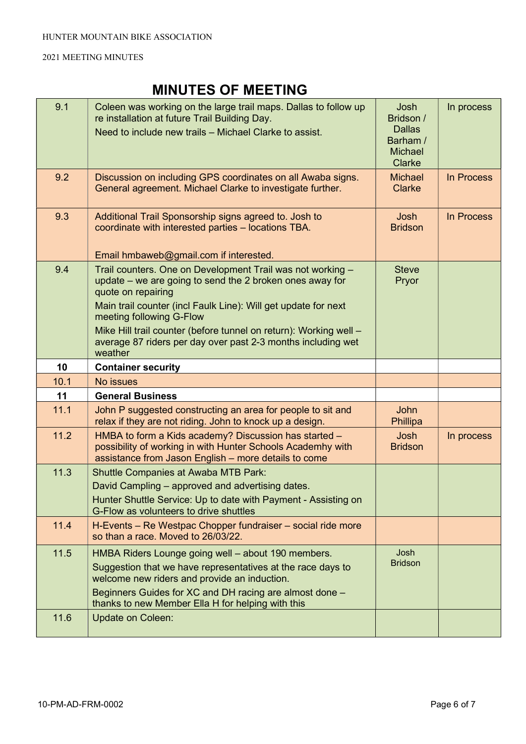# MINUTES OF MEETING

| | | | |
|---|---|---|---|
| 9.1 | Coleen was working on the large trail maps. Dallas to follow up re installation at future Trail Building Day.<br>Need to include new trails – Michael Clarke to assist. | Josh Bridson / Dallas Barham / Michael Clarke | In process |
| 9.2 | Discussion on including GPS coordinates on all Awaba signs. General agreement. Michael Clarke to investigate further. | Michael Clarke | In Process |
| 9.3 | Additional Trail Sponsorship signs agreed to. Josh to coordinate with interested parties – locations TBA.<br><br>Email hmbaweb@gmail.com if interested. | Josh Bridson | In Process |
| 9.4 | Trail counters. One on Development Trail was not working – update – we are going to send the 2 broken ones away for quote on repairing<br>Main trail counter (incl Faulk Line): Will get update for next meeting following G-Flow<br>Mike Hill trail counter (before tunnel on return): Working well – average 87 riders per day over past 2-3 months including wet weather | Steve Pryor | |
| **10** | **Container security** | | |
| 10.1 | No issues | | |
| **11** | **General Business** | | |
| 11.1 | John P suggested constructing an area for people to sit and relax if they are not riding. John to knock up a design. | John Phillipa | |
| 11.2 | HMBA to form a Kids academy? Discussion has started – possibility of working in with Hunter Schools Academhy with assistance from Jason English – more details to come | Josh Bridson | In process |
| 11.3 | Shuttle Companies at Awaba MTB Park:<br>David Campling – approved and advertising dates.<br>Hunter Shuttle Service: Up to date with Payment - Assisting on G-Flow as volunteers to drive shuttles | | |
| 11.4 | H-Events – Re Westpac Chopper fundraiser – social ride more so than a race. Moved to 26/03/22. | | |
| 11.5 | HMBA Riders Lounge going well – about 190 members.<br>Suggestion that we have representatives at the race days to welcome new riders and provide an induction.<br>Beginners Guides for XC and DH racing are almost done – thanks to new Member Ella H for helping with this | Josh Bridson | |
| 11.6 | Update on Coleen: | | |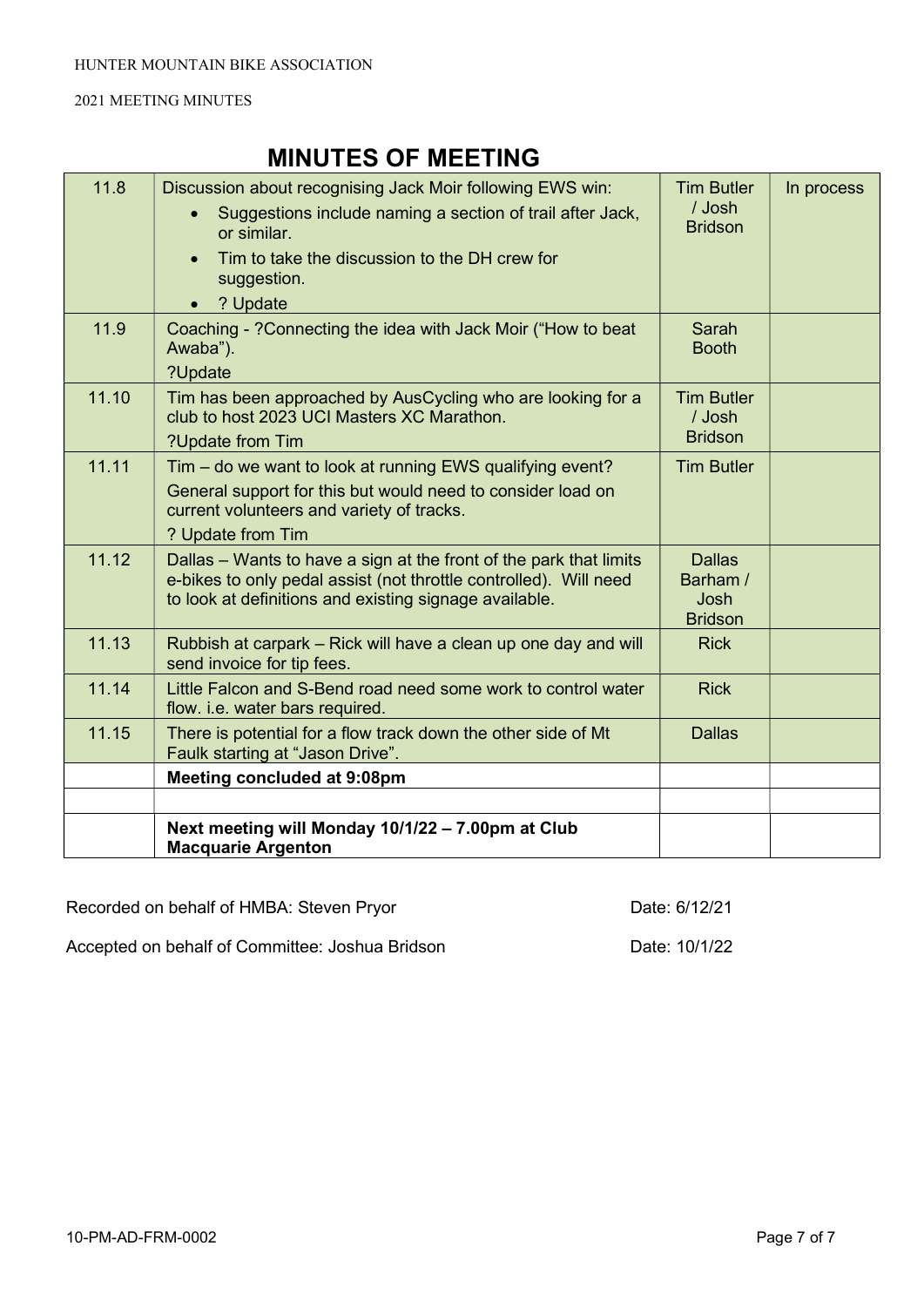# MINUTES OF MEETING

| | | | |
|---|---|---|---|
| 11.8 | Discussion about recognising Jack Moir following EWS win:<br>• Suggestions include naming a section of trail after Jack, or similar.<br>• Tim to take the discussion to the DH crew for suggestion.<br>• ? Update | Tim Butler / Josh Bridson | In process |
| 11.9 | Coaching - ?Connecting the idea with Jack Moir ("How to beat Awaba").<br>?Update | Sarah Booth | |
| 11.10 | Tim has been approached by AusCycling who are looking for a club to host 2023 UCI Masters XC Marathon.<br>?Update from Tim | Tim Butler / Josh Bridson | |
| 11.11 | Tim – do we want to look at running EWS qualifying event?<br>General support for this but would need to consider load on current volunteers and variety of tracks.<br>? Update from Tim | Tim Butler | |
| 11.12 | Dallas – Wants to have a sign at the front of the park that limits e-bikes to only pedal assist (not throttle controlled). Will need to look at definitions and existing signage available. | Dallas Barham / Josh Bridson | |
| 11.13 | Rubbish at carpark – Rick will have a clean up one day and will send invoice for tip fees. | Rick | |
| 11.14 | Little Falcon and S-Bend road need some work to control water flow. i.e. water bars required. | Rick | |
| 11.15 | There is potential for a flow track down the other side of Mt Faulk starting at "Jason Drive". | Dallas | |
| | **Meeting concluded at 9:08pm** | | |
| | | | |
| | **Next meeting will Monday 10/1/22 – 7.00pm at Club Macquarie Argenton** | | |

Recorded on behalf of HMBA: Steven Pryor — Date: 6/12/21

Accepted on behalf of Committee: Joshua Bridson — Date: 10/1/22